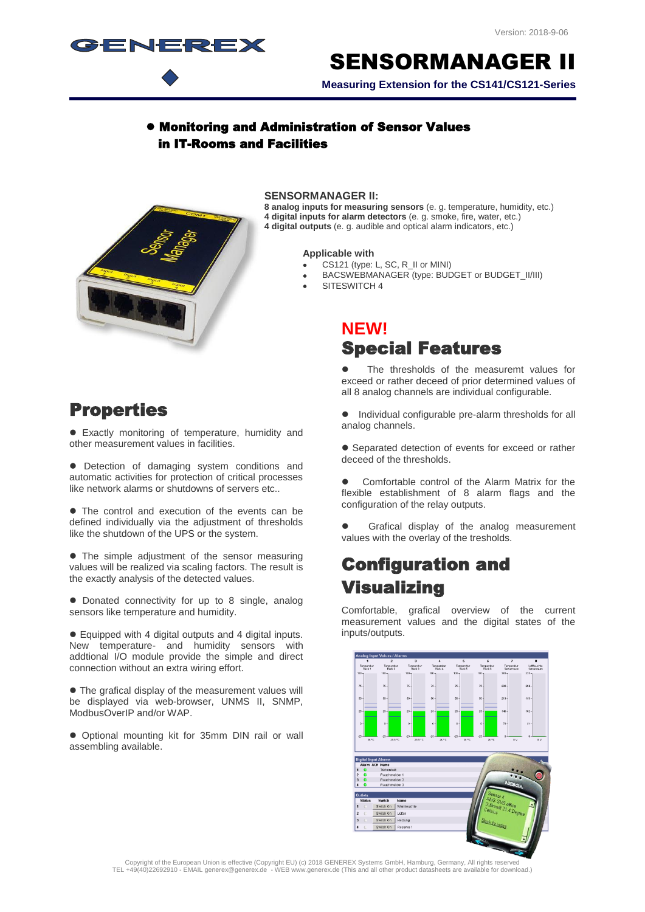Version: 2018-9-06

# SENSORMANAGER II

**Measuring Extension for the CS141/CS121-Series**

## ● Monitoring and Administration of Sensor Values in IT-Rooms and Facilities

### SENSORMANAGER II:

**8 analog inputs for measuring sensors** (e. g. temperature, humidity, etc.)
**4 digital inputs for alarm detectors** (e. g. smoke, fire, water, etc.)
**4 digital outputs** (e. g. audible and optical alarm indicators, etc.)

**Applicable with**

- CS121 (type: L, SC, R_II or MINI)
- BACSWEBMANAGER (type: BUDGET or BUDGET_II/III)
- SITESWITCH 4

## NEW!
## Special Features

- The thresholds of the measuremt values for exceed or rather deceed of prior determined values of all 8 analog channels are individual configurable.
- Individual configurable pre-alarm thresholds for all analog channels.
- Separated detection of events for exceed or rather deceed of the thresholds.
- Comfortable control of the Alarm Matrix for the flexible establishment of 8 alarm flags and the configuration of the relay outputs.
- Grafical display of the analog measurement values with the overlay of the tresholds.

## Properties

- Exactly monitoring of temperature, humidity and other measurement values in facilities.
- Detection of damaging system conditions and automatic activities for protection of critical processes like network alarms or shutdowns of servers etc..
- The control and execution of the events can be defined individually via the adjustment of thresholds like the shutdown of the UPS or the system.
- The simple adjustment of the sensor measuring values will be realized via scaling factors. The result is the exactly analysis of the detected values.
- Donated connectivity for up to 8 single, analog sensors like temperature and humidity.
- Equipped with 4 digital outputs and 4 digital inputs. New temperature- and humidity sensors with addtional I/O module provide the simple and direct connection without an extra wiring effort.
- The grafical display of the measurement values will be displayed via web-browser, UNMS II, SNMP, ModbusOverIP and/or WAP.
- Optional mounting kit for 35mm DIN rail or wall assembling available.

## Configuration and Visualizing

Comfortable, grafical overview of the current measurement values and the digital states of the inputs/outputs.

Copyright of the European Union is effective (Copyright EU) (c) 2018 GENEREX Systems GmbH, Hamburg, Germany, All rights reserved
TEL +49(40)22692910 - EMAIL generex@generex.de - WEB www.generex.de (This and all other product datasheets are available for download.)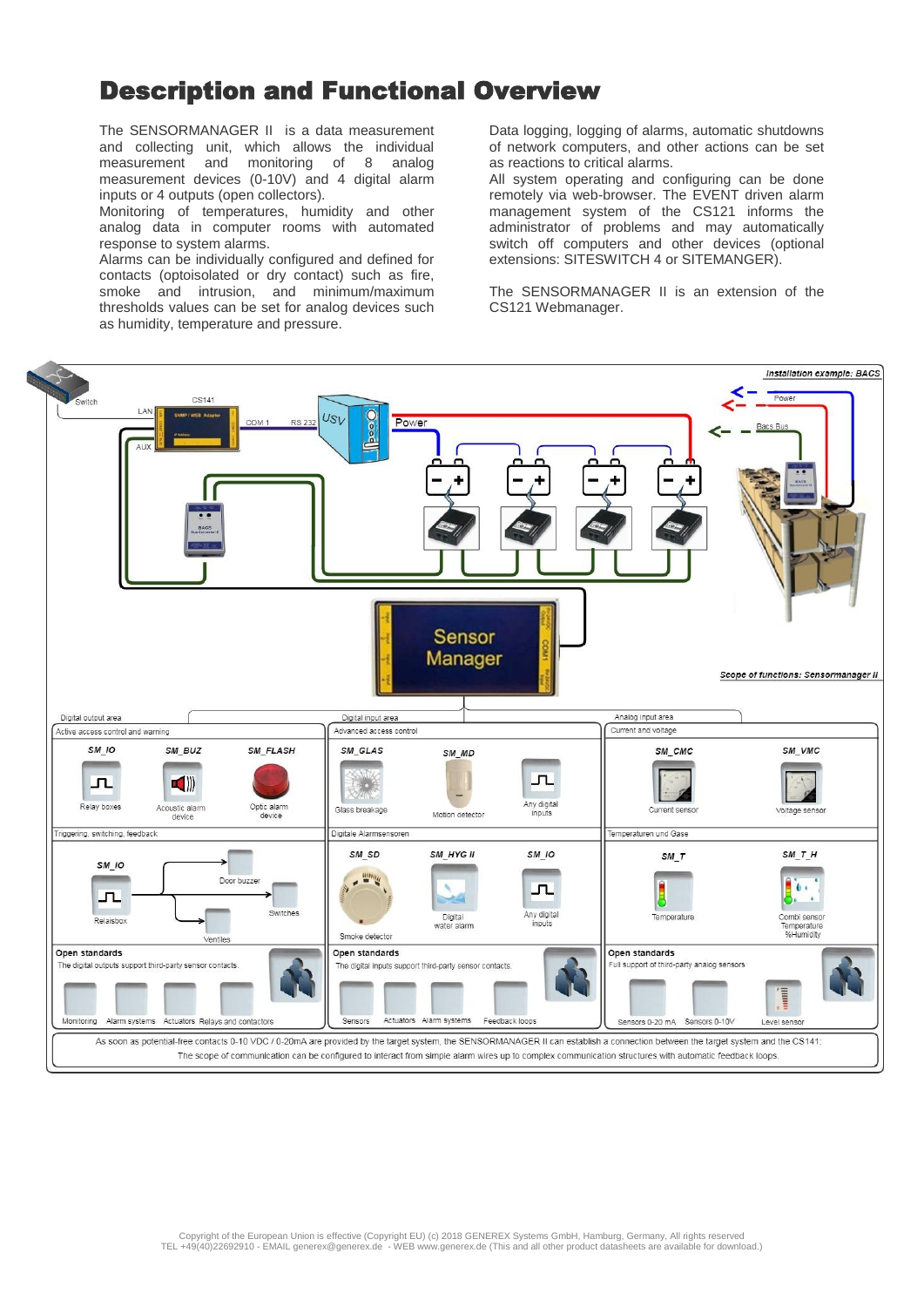# Description and Functional Overview

The SENSORMANAGER II is a data measurement and collecting unit, which allows the individual measurement and monitoring of 8 analog measurement devices (0-10V) and 4 digital alarm inputs or 4 outputs (open collectors).

Monitoring of temperatures, humidity and other analog data in computer rooms with automated response to system alarms.

Alarms can be individually configured and defined for contacts (optoisolated or dry contact) such as fire, smoke and intrusion, and minimum/maximum thresholds values can be set for analog devices such as humidity, temperature and pressure.

Data logging, logging of alarms, automatic shutdowns of network computers, and other actions can be set as reactions to critical alarms.

All system operating and configuring can be done remotely via web-browser. The EVENT driven alarm management system of the CS121 informs the administrator of problems and may automatically switch off computers and other devices (optional extensions: SITESWITCH 4 or SITEMANGER).

The SENSORMANAGER II is an extension of the CS121 Webmanager.

*Installation example: BACS*

Switch – LAN – CS141 – AUX – COM 1 – RS 232 – USV – Power – Bacs Bus – BACS – Sensor Manager – COM1

*Scope of functions: Sensormanager II*

**Digital output area** – Active access control and warning

- SM_IO – Relay boxes
- SM_BUZ – Acoustic alarm device
- SM_FLASH – Optic alarm device

Triggering, switching, feedback

- SM_IO – Relaisbox – Door buzzer, Switches, Ventiles

**Open standards**
The digital outputs support third-party sensor contacts.
Monitoring, Alarm systems, Actuators, Relays and contactors

**Digital input area** – Advanced access control

- SM_GLAS – Glass breakage
- SM_MD – Motion detector
- Any digital inputs

Digitale Alarmsensoren

- SM_SD – Smoke detector
- SM_HYG II – Digital water alarm
- SM_IO – Any digital inputs

**Open standards**
The digital inputs support third-party sensor contacts.
Sensors, Actuators, Alarm systems, Feedback loops

**Analog input area** – Current and voltage

- SM_CMC – Current sensor
- SM_VMC – Voltage sensor

Temperaturen und Gase

- SM_T – Temperature
- SM_T_H – Combi sensor Temperature %Humidity

**Open standards**
Full support of third-party analog sensors
Sensors 0-20 mA, Sensors 0-10V, Level sensor

As soon as potential-free contacts 0-10 VDC / 0-20mA are provided by the target system, the SENSORMANAGER II can establish a connection between the target system and the CS141.
The scope of communication can be configured to interact from simple alarm wires up to complex communication structures with automatic feedback loops.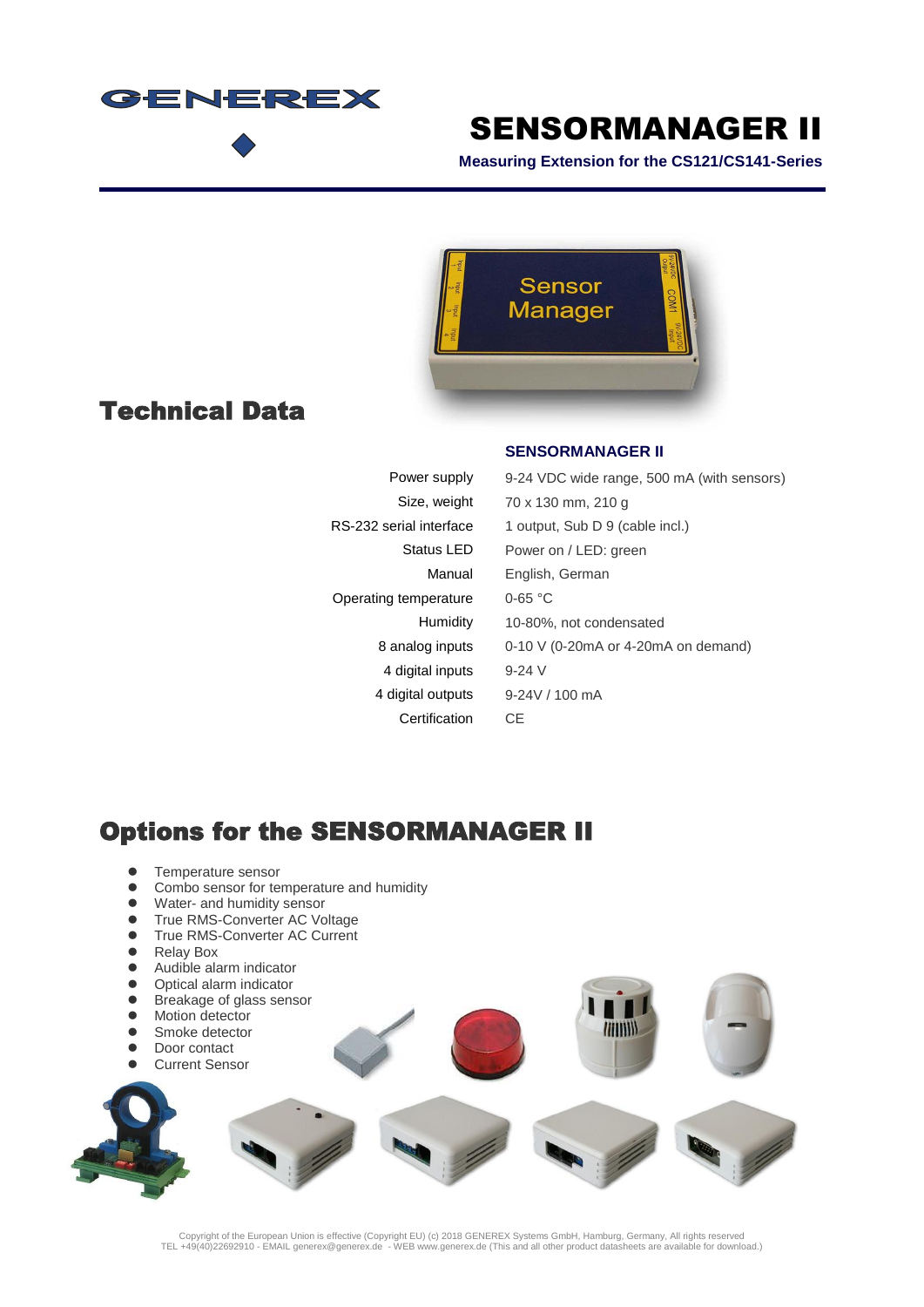GENERERX

# SENSORMANAGER II

**Measuring Extension for the CS121/CS141-Series**

## Technical Data

| | SENSORMANAGER II |
|---|---|
| Power supply | 9-24 VDC wide range, 500 mA (with sensors) |
| Size, weight | 70 x 130 mm, 210 g |
| RS-232 serial interface | 1 output, Sub D 9 (cable incl.) |
| Status LED | Power on / LED: green |
| Manual | English, German |
| Operating temperature | 0-65 °C |
| Humidity | 10-80%, not condensated |
| 8 analog inputs | 0-10 V (0-20mA or 4-20mA on demand) |
| 4 digital inputs | 9-24 V |
| 4 digital outputs | 9-24V / 100 mA |
| Certification | CE |

## Options for the SENSORMANAGER II

- Temperature sensor
- Combo sensor for temperature and humidity
- Water- and humidity sensor
- True RMS-Converter AC Voltage
- True RMS-Converter AC Current
- Relay Box
- Audible alarm indicator
- Optical alarm indicator
- Breakage of glass sensor
- Motion detector
- Smoke detector
- Door contact
- Current Sensor

Copyright of the European Union is effective (Copyright EU) (c) 2018 GENEREX Systems GmbH, Hamburg, Germany, All rights reserved
TEL +49(40)22692910 - EMAIL generex@generex.de - WEB www.generex.de (This and all other product datasheets are available for download.)